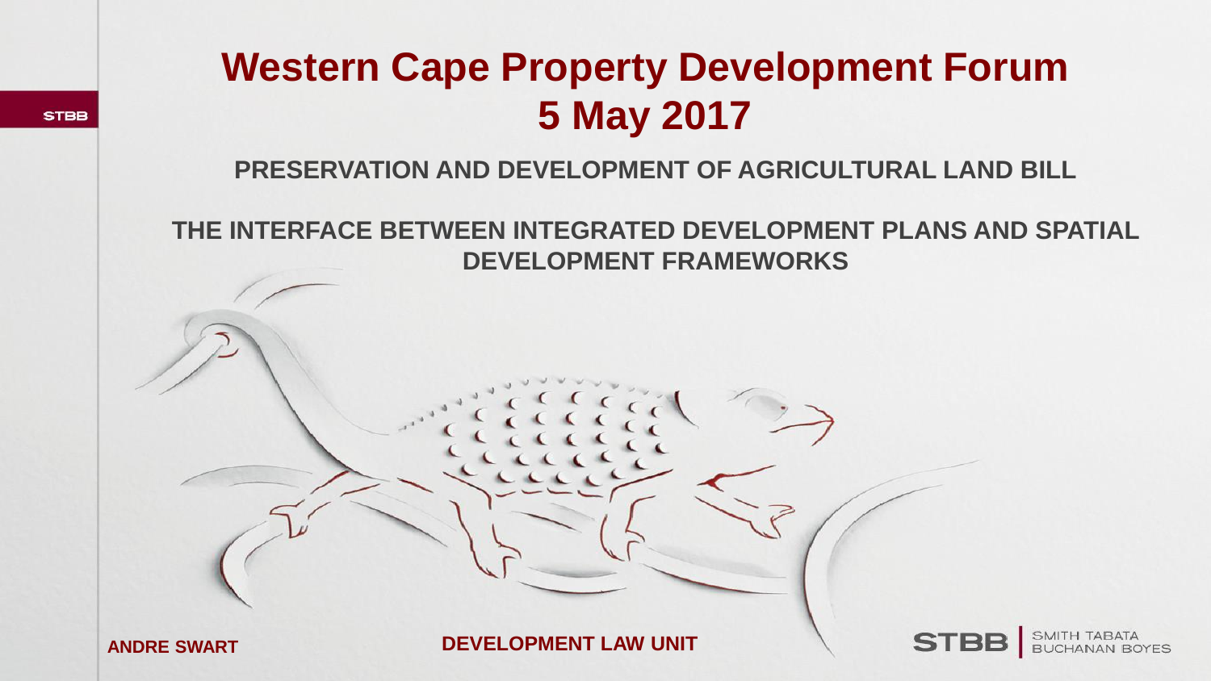# Western Cape Property Development Forum
# 5 May 2017

## PRESERVATION AND DEVELOPMENT OF AGRICULTURAL LAND BILL

## THE INTERFACE BETWEEN INTEGRATED DEVELOPMENT PLANS AND SPATIAL DEVELOPMENT FRAMEWORKS

**ANDRE SWART**

**DEVELOPMENT LAW UNIT**

STBB | SMITH TABATA BUCHANAN BOYES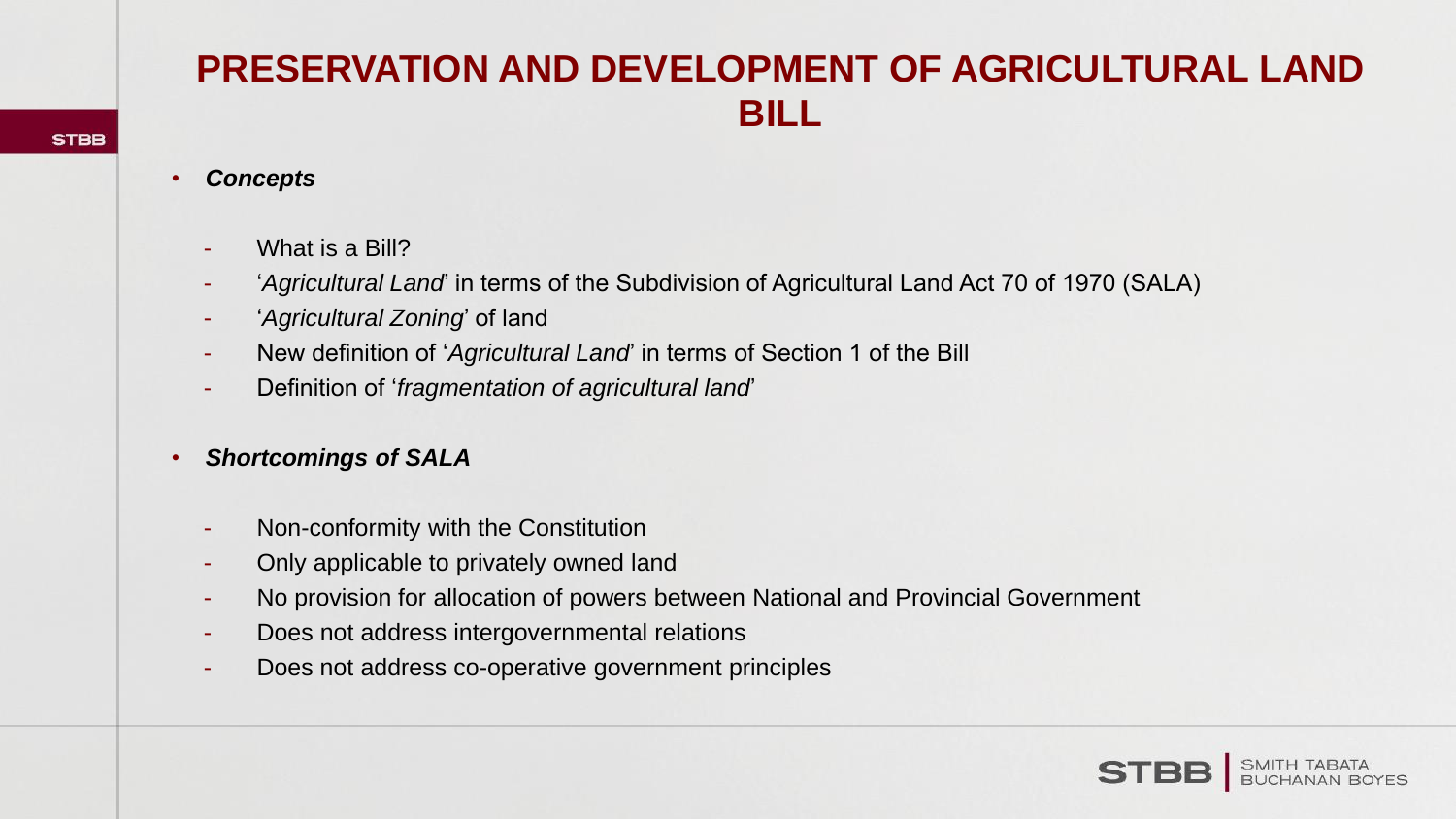# PRESERVATION AND DEVELOPMENT OF AGRICULTURAL LAND BILL

- ***Concepts***
  - What is a Bill?
  - '*Agricultural Land*' in terms of the Subdivision of Agricultural Land Act 70 of 1970 (SALA)
  - '*Agricultural Zoning*' of land
  - New definition of '*Agricultural Land*' in terms of Section 1 of the Bill
  - Definition of '*fragmentation of agricultural land*'

- ***Shortcomings of SALA***
  - Non-conformity with the Constitution
  - Only applicable to privately owned land
  - No provision for allocation of powers between National and Provincial Government
  - Does not address intergovernmental relations
  - Does not address co-operative government principles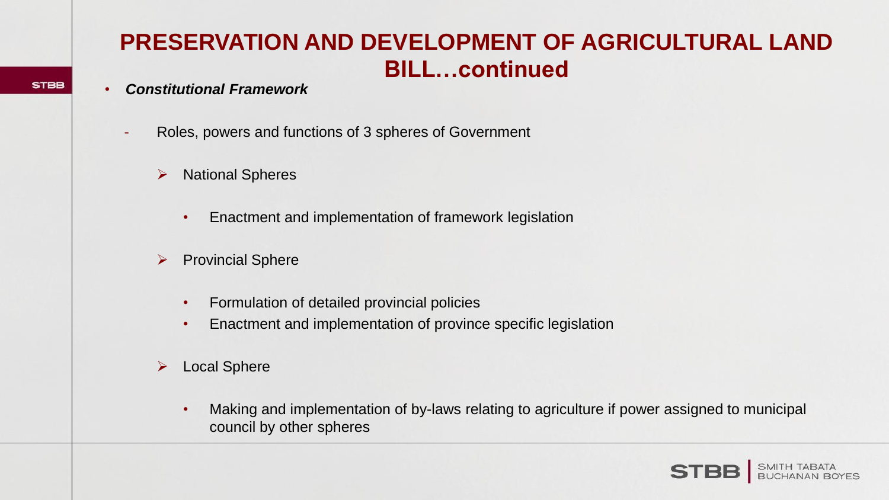# PRESERVATION AND DEVELOPMENT OF AGRICULTURAL LAND BILL…continued

- ***Constitutional Framework***

  - Roles, powers and functions of 3 spheres of Government

    - National Spheres

      - Enactment and implementation of framework legislation

    - Provincial Sphere

      - Formulation of detailed provincial policies
      - Enactment and implementation of province specific legislation

    - Local Sphere

      - Making and implementation of by-laws relating to agriculture if power assigned to municipal council by other spheres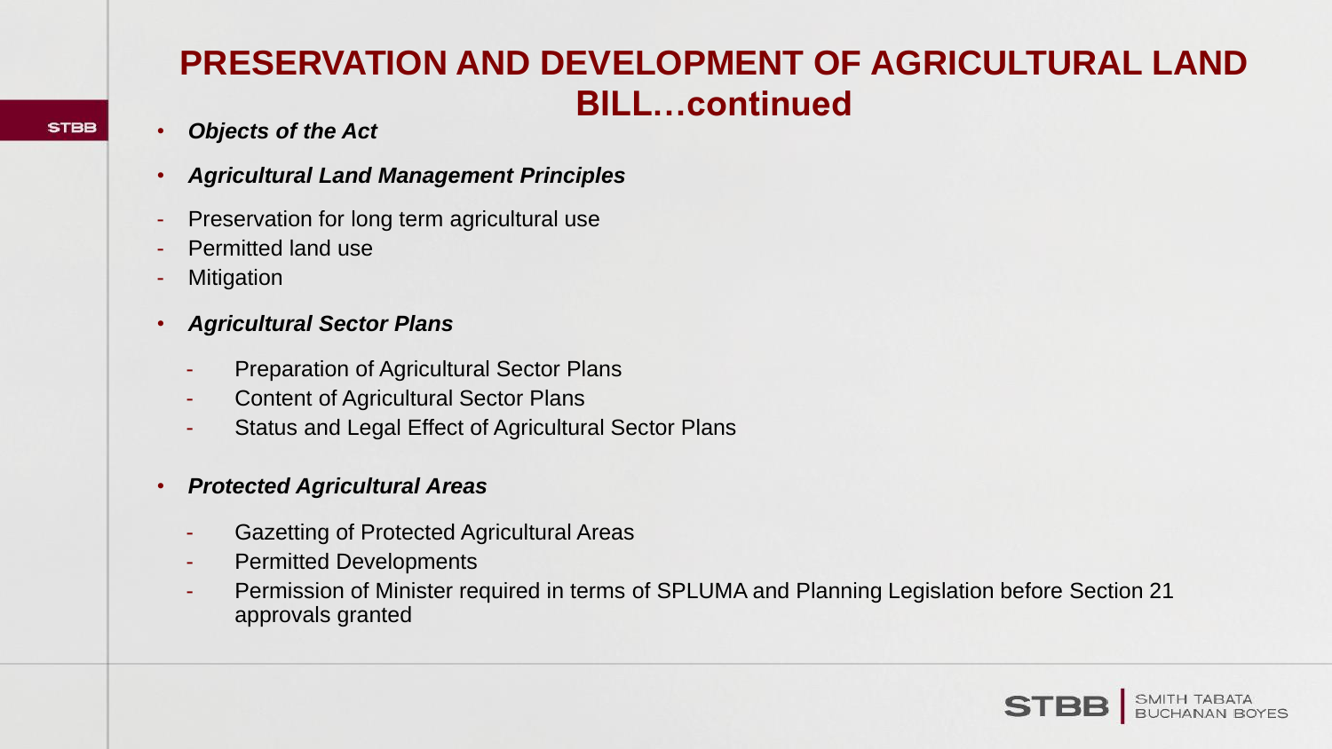# PRESERVATION AND DEVELOPMENT OF AGRICULTURAL LAND BILL…continued

- ***Objects of the Act***
- ***Agricultural Land Management Principles***
  - Preservation for long term agricultural use
  - Permitted land use
  - Mitigation
- ***Agricultural Sector Plans***
  - Preparation of Agricultural Sector Plans
  - Content of Agricultural Sector Plans
  - Status and Legal Effect of Agricultural Sector Plans
- ***Protected Agricultural Areas***
  - Gazetting of Protected Agricultural Areas
  - Permitted Developments
  - Permission of Minister required in terms of SPLUMA and Planning Legislation before Section 21 approvals granted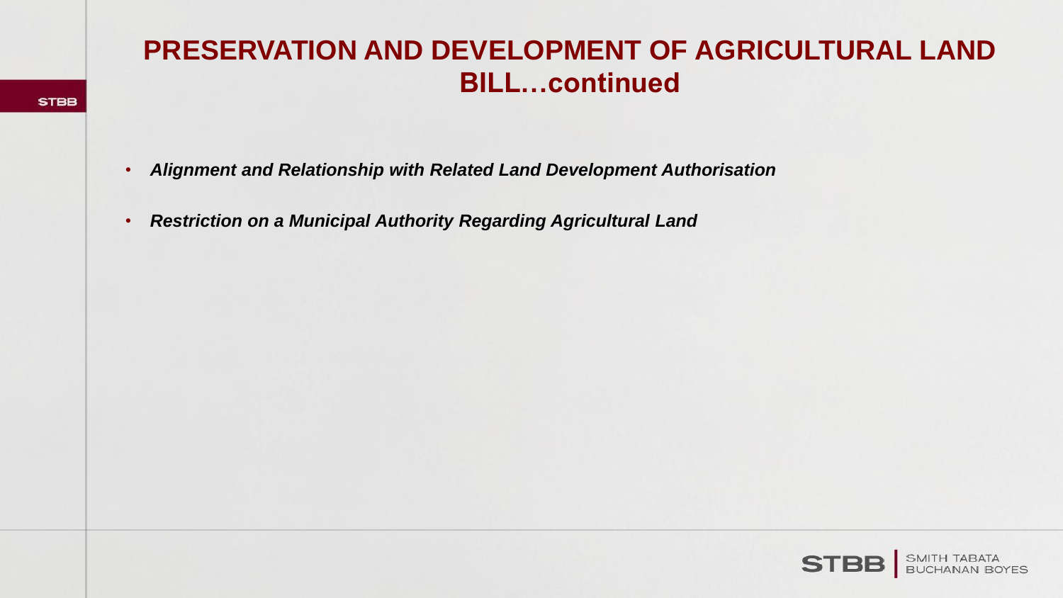# PRESERVATION AND DEVELOPMENT OF AGRICULTURAL LAND BILL…continued

- ***Alignment and Relationship with Related Land Development Authorisation***
- ***Restriction on a Municipal Authority Regarding Agricultural Land***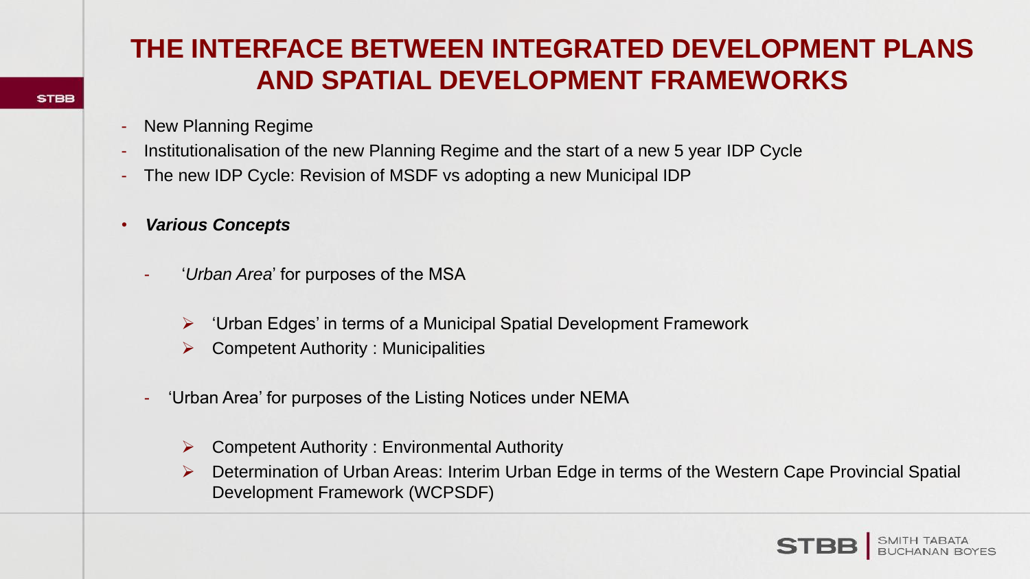# THE INTERFACE BETWEEN INTEGRATED DEVELOPMENT PLANS AND SPATIAL DEVELOPMENT FRAMEWORKS

- New Planning Regime
- Institutionalisation of the new Planning Regime and the start of a new 5 year IDP Cycle
- The new IDP Cycle: Revision of MSDF vs adopting a new Municipal IDP

- ***Various Concepts***

  - '*Urban Area*' for purposes of the MSA

    - 'Urban Edges' in terms of a Municipal Spatial Development Framework
    - Competent Authority : Municipalities

  - 'Urban Area' for purposes of the Listing Notices under NEMA

    - Competent Authority : Environmental Authority
    - Determination of Urban Areas: Interim Urban Edge in terms of the Western Cape Provincial Spatial Development Framework (WCPSDF)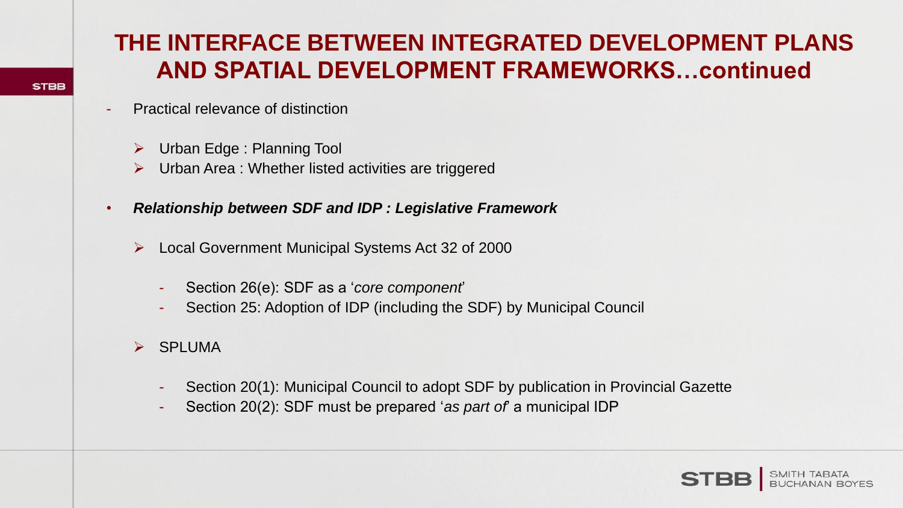# THE INTERFACE BETWEEN INTEGRATED DEVELOPMENT PLANS AND SPATIAL DEVELOPMENT FRAMEWORKS…continued

- Practical relevance of distinction
  - Urban Edge : Planning Tool
  - Urban Area : Whether listed activities are triggered

- ***Relationship between SDF and IDP : Legislative Framework***
  - Local Government Municipal Systems Act 32 of 2000
    - Section 26(e): SDF as a '*core component*'
    - Section 25: Adoption of IDP (including the SDF) by Municipal Council
  - SPLUMA
    - Section 20(1): Municipal Council to adopt SDF by publication in Provincial Gazette
    - Section 20(2): SDF must be prepared '*as part of*' a municipal IDP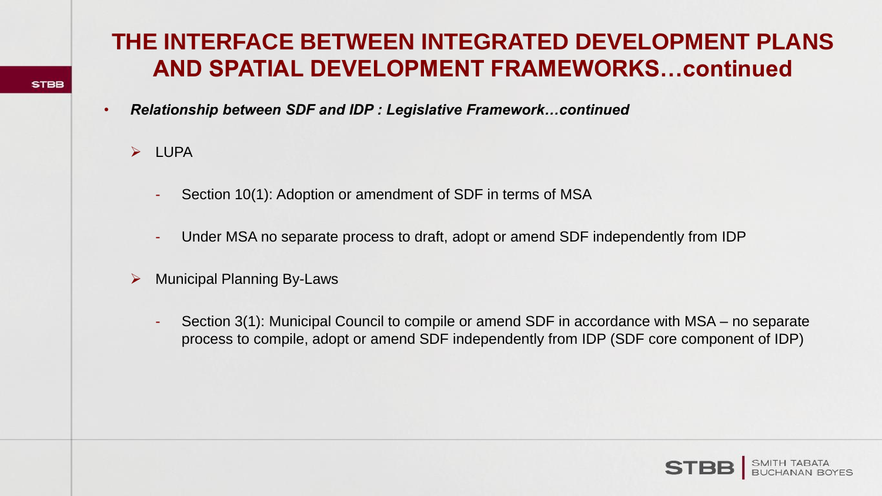# THE INTERFACE BETWEEN INTEGRATED DEVELOPMENT PLANS AND SPATIAL DEVELOPMENT FRAMEWORKS…continued

- ***Relationship between SDF and IDP : Legislative Framework…continued***

  - LUPA

    - Section 10(1): Adoption or amendment of SDF in terms of MSA

    - Under MSA no separate process to draft, adopt or amend SDF independently from IDP

  - Municipal Planning By-Laws

    - Section 3(1): Municipal Council to compile or amend SDF in accordance with MSA – no separate process to compile, adopt or amend SDF independently from IDP (SDF core component of IDP)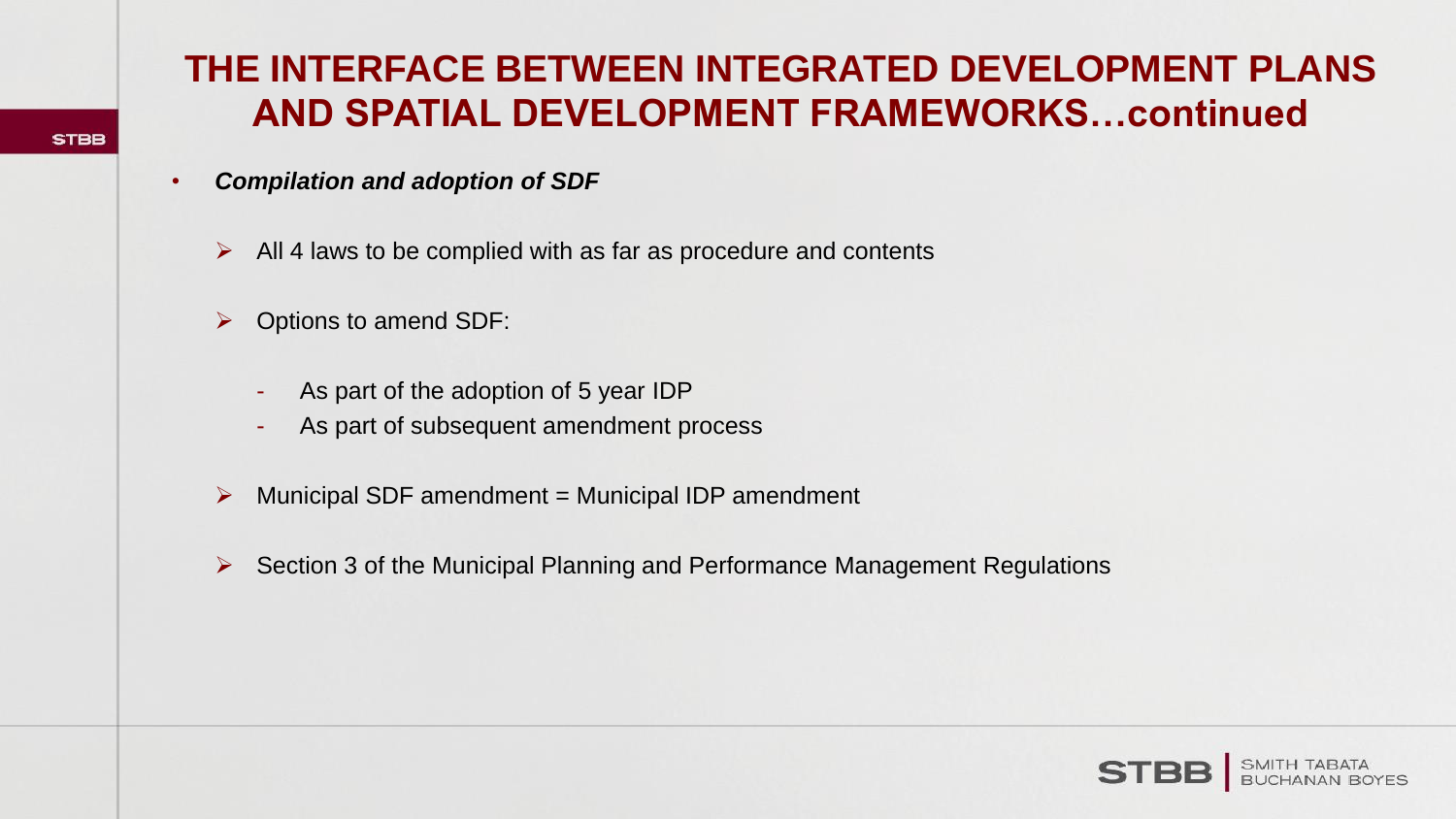# THE INTERFACE BETWEEN INTEGRATED DEVELOPMENT PLANS AND SPATIAL DEVELOPMENT FRAMEWORKS…continued

- ***Compilation and adoption of SDF***
  - All 4 laws to be complied with as far as procedure and contents
  - Options to amend SDF:
    - As part of the adoption of 5 year IDP
    - As part of subsequent amendment process
  - Municipal SDF amendment = Municipal IDP amendment
  - Section 3 of the Municipal Planning and Performance Management Regulations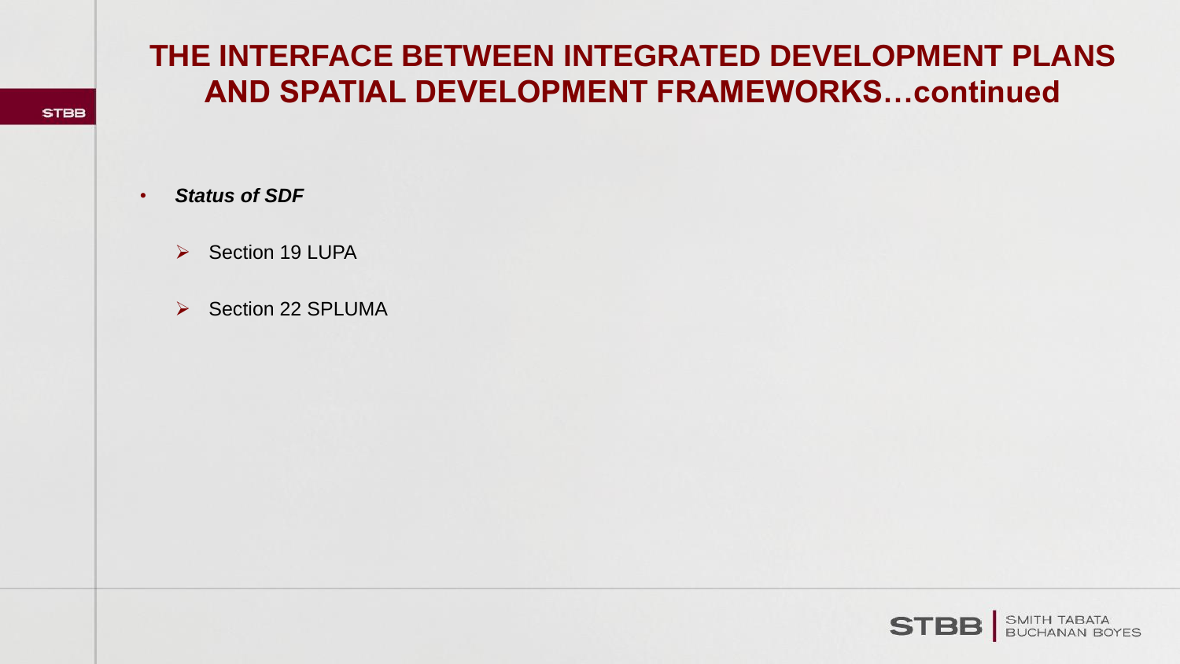# THE INTERFACE BETWEEN INTEGRATED DEVELOPMENT PLANS AND SPATIAL DEVELOPMENT FRAMEWORKS…continued

- ***Status of SDF***
  - Section 19 LUPA
  - Section 22 SPLUMA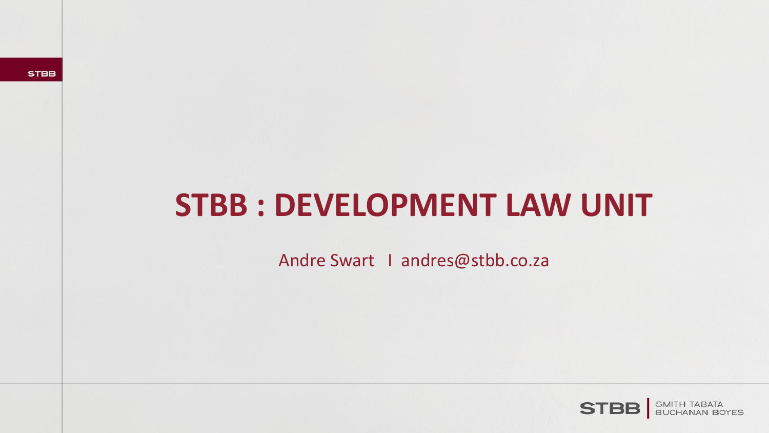# STBB : DEVELOPMENT LAW UNIT

Andre Swart I andres@stbb.co.za